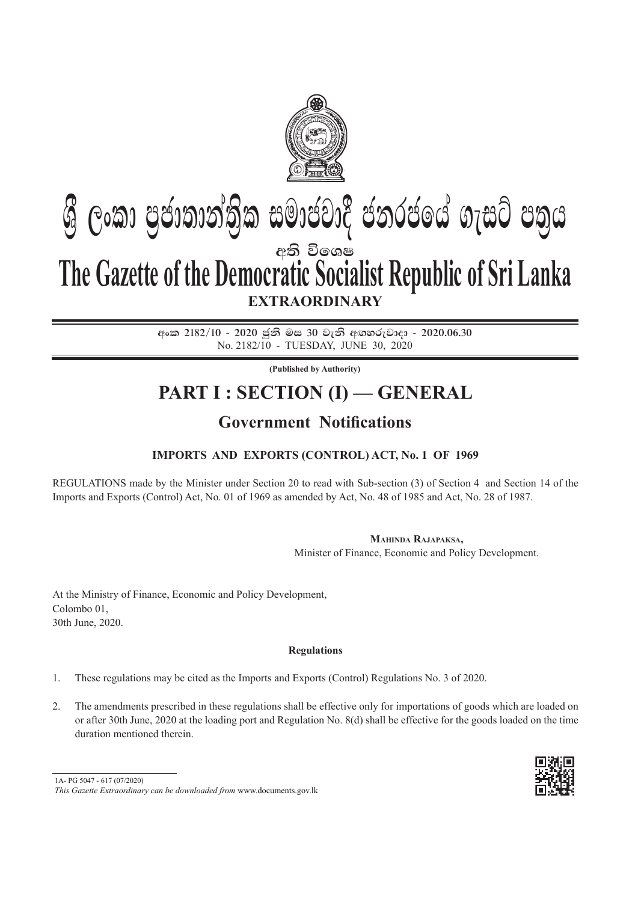# ශ්‍රී ලංකා ප්‍රජාතාන්ත්‍රික සමාජවාදී ජනරජයේ ගැසට් පත්‍රය

අති විශෙෂ

# The Gazette of the Democratic Socialist Republic of Sri Lanka

**EXTRAORDINARY**

**අංක 2182/10 - 2020 ජුනි මස 30 වැනි අඟහරුවාදා - 2020.06.30**
No. 2182/10 - TUESDAY, JUNE 30, 2020

**(Published by Authority)**

# PART I : SECTION (I) — GENERAL

## Government Notifications

### IMPORTS AND EXPORTS (CONTROL) ACT, No. 1 OF 1969

REGULATIONS made by the Minister under Section 20 to read with Sub-section (3) of Section 4 and Section 14 of the Imports and Exports (Control) Act, No. 01 of 1969 as amended by Act, No. 48 of 1985 and Act, No. 28 of 1987.

**Mahinda Rajapaksa,**
Minister of Finance, Economic and Policy Development.

At the Ministry of Finance, Economic and Policy Development,
Colombo 01,
30th June, 2020.

**Regulations**

1. These regulations may be cited as the Imports and Exports (Control) Regulations No. 3 of 2020.

2. The amendments prescribed in these regulations shall be effective only for importations of goods which are loaded on or after 30th June, 2020 at the loading port and Regulation No. 8(d) shall be effective for the goods loaded on the time duration mentioned therein.

1A- PG 5047 - 617 (07/2020)

*This Gazette Extraordinary can be downloaded from* www.documents.gov.lk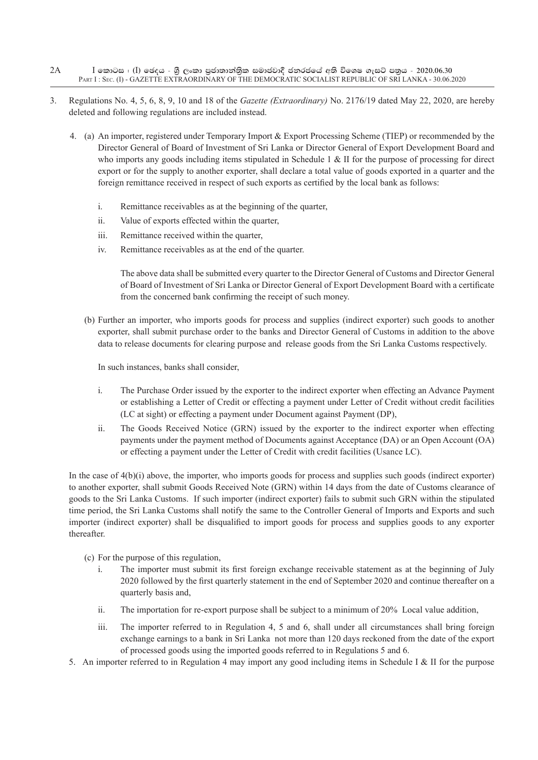3. Regulations No. 4, 5, 6, 8, 9, 10 and 18 of the *Gazette (Extraordinary)* No. 2176/19 dated May 22, 2020, are hereby deleted and following regulations are included instead.

4. (a) An importer, registered under Temporary Import & Export Processing Scheme (TIEP) or recommended by the Director General of Board of Investment of Sri Lanka or Director General of Export Development Board and who imports any goods including items stipulated in Schedule 1 & II for the purpose of processing for direct export or for the supply to another exporter, shall declare a total value of goods exported in a quarter and the foreign remittance received in respect of such exports as certified by the local bank as follows:

   i. Remittance receivables as at the beginning of the quarter,

   ii. Value of exports effected within the quarter,

   iii. Remittance received within the quarter,

   iv. Remittance receivables as at the end of the quarter.

   The above data shall be submitted every quarter to the Director General of Customs and Director General of Board of Investment of Sri Lanka or Director General of Export Development Board with a certificate from the concerned bank confirming the receipt of such money.

   (b) Further an importer, who imports goods for process and supplies (indirect exporter) such goods to another exporter, shall submit purchase order to the banks and Director General of Customs in addition to the above data to release documents for clearing purpose and release goods from the Sri Lanka Customs respectively.

   In such instances, banks shall consider,

   i. The Purchase Order issued by the exporter to the indirect exporter when effecting an Advance Payment or establishing a Letter of Credit or effecting a payment under Letter of Credit without credit facilities (LC at sight) or effecting a payment under Document against Payment (DP),

   ii. The Goods Received Notice (GRN) issued by the exporter to the indirect exporter when effecting payments under the payment method of Documents against Acceptance (DA) or an Open Account (OA) or effecting a payment under the Letter of Credit with credit facilities (Usance LC).

   In the case of 4(b)(i) above, the importer, who imports goods for process and supplies such goods (indirect exporter) to another exporter, shall submit Goods Received Note (GRN) within 14 days from the date of Customs clearance of goods to the Sri Lanka Customs. If such importer (indirect exporter) fails to submit such GRN within the stipulated time period, the Sri Lanka Customs shall notify the same to the Controller General of Imports and Exports and such importer (indirect exporter) shall be disqualified to import goods for process and supplies goods to any exporter thereafter.

   (c) For the purpose of this regulation,

   i. The importer must submit its first foreign exchange receivable statement as at the beginning of July 2020 followed by the first quarterly statement in the end of September 2020 and continue thereafter on a quarterly basis and,

   ii. The importation for re-export purpose shall be subject to a minimum of 20% Local value addition,

   iii. The importer referred to in Regulation 4, 5 and 6, shall under all circumstances shall bring foreign exchange earnings to a bank in Sri Lanka not more than 120 days reckoned from the date of the export of processed goods using the imported goods referred to in Regulations 5 and 6.

5. An importer referred to in Regulation 4 may import any good including items in Schedule I & II for the purpose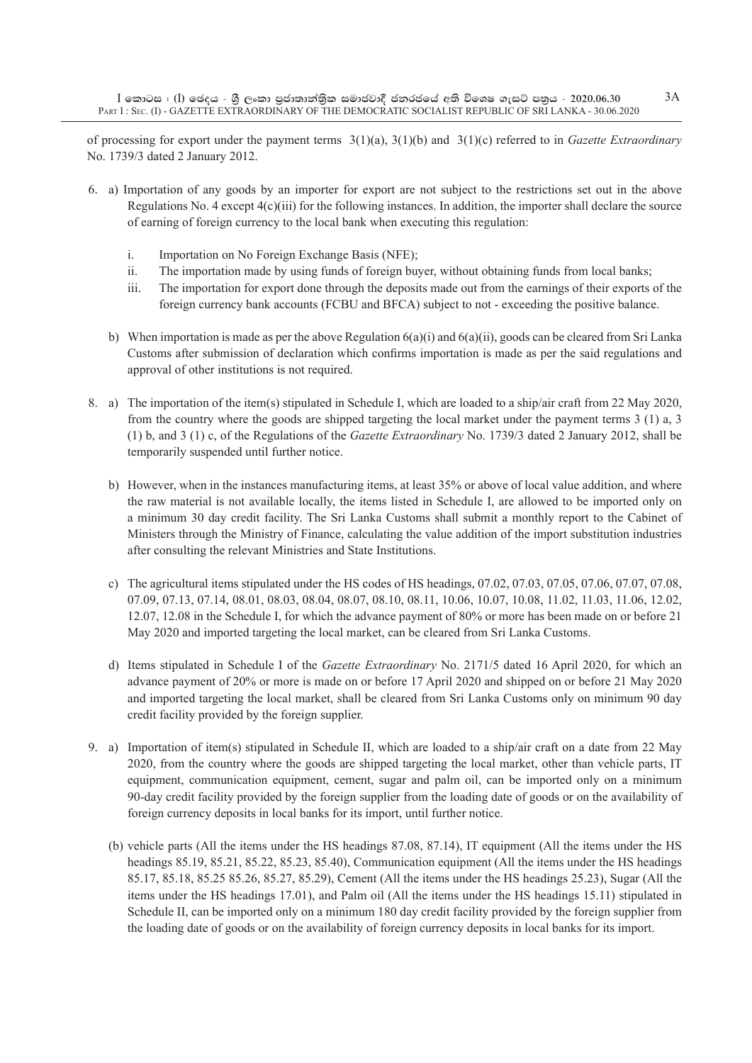of processing for export under the payment terms 3(1)(a), 3(1)(b) and 3(1)(c) referred to in *Gazette Extraordinary* No. 1739/3 dated 2 January 2012.

6. a) Importation of any goods by an importer for export are not subject to the restrictions set out in the above Regulations No. 4 except 4(c)(iii) for the following instances. In addition, the importer shall declare the source of earning of foreign currency to the local bank when executing this regulation:

   i. Importation on No Foreign Exchange Basis (NFE);

   ii. The importation made by using funds of foreign buyer, without obtaining funds from local banks;

   iii. The importation for export done through the deposits made out from the earnings of their exports of the foreign currency bank accounts (FCBU and BFCA) subject to not - exceeding the positive balance.

   b) When importation is made as per the above Regulation 6(a)(i) and 6(a)(ii), goods can be cleared from Sri Lanka Customs after submission of declaration which confirms importation is made as per the said regulations and approval of other institutions is not required.

8. a) The importation of the item(s) stipulated in Schedule I, which are loaded to a ship/air craft from 22 May 2020, from the country where the goods are shipped targeting the local market under the payment terms 3 (1) a, 3 (1) b, and 3 (1) c, of the Regulations of the *Gazette Extraordinary* No. 1739/3 dated 2 January 2012, shall be temporarily suspended until further notice.

   b) However, when in the instances manufacturing items, at least 35% or above of local value addition, and where the raw material is not available locally, the items listed in Schedule I, are allowed to be imported only on a minimum 30 day credit facility. The Sri Lanka Customs shall submit a monthly report to the Cabinet of Ministers through the Ministry of Finance, calculating the value addition of the import substitution industries after consulting the relevant Ministries and State Institutions.

   c) The agricultural items stipulated under the HS codes of HS headings, 07.02, 07.03, 07.05, 07.06, 07.07, 07.08, 07.09, 07.13, 07.14, 08.01, 08.03, 08.04, 08.07, 08.10, 08.11, 10.06, 10.07, 10.08, 11.02, 11.03, 11.06, 12.02, 12.07, 12.08 in the Schedule I, for which the advance payment of 80% or more has been made on or before 21 May 2020 and imported targeting the local market, can be cleared from Sri Lanka Customs.

   d) Items stipulated in Schedule I of the *Gazette Extraordinary* No. 2171/5 dated 16 April 2020, for which an advance payment of 20% or more is made on or before 17 April 2020 and shipped on or before 21 May 2020 and imported targeting the local market, shall be cleared from Sri Lanka Customs only on minimum 90 day credit facility provided by the foreign supplier.

9. a) Importation of item(s) stipulated in Schedule II, which are loaded to a ship/air craft on a date from 22 May 2020, from the country where the goods are shipped targeting the local market, other than vehicle parts, IT equipment, communication equipment, cement, sugar and palm oil, can be imported only on a minimum 90-day credit facility provided by the foreign supplier from the loading date of goods or on the availability of foreign currency deposits in local banks for its import, until further notice.

   (b) vehicle parts (All the items under the HS headings 87.08, 87.14), IT equipment (All the items under the HS headings 85.19, 85.21, 85.22, 85.23, 85.40), Communication equipment (All the items under the HS headings 85.17, 85.18, 85.25 85.26, 85.27, 85.29), Cement (All the items under the HS headings 25.23), Sugar (All the items under the HS headings 17.01), and Palm oil (All the items under the HS headings 15.11) stipulated in Schedule II, can be imported only on a minimum 180 day credit facility provided by the foreign supplier from the loading date of goods or on the availability of foreign currency deposits in local banks for its import.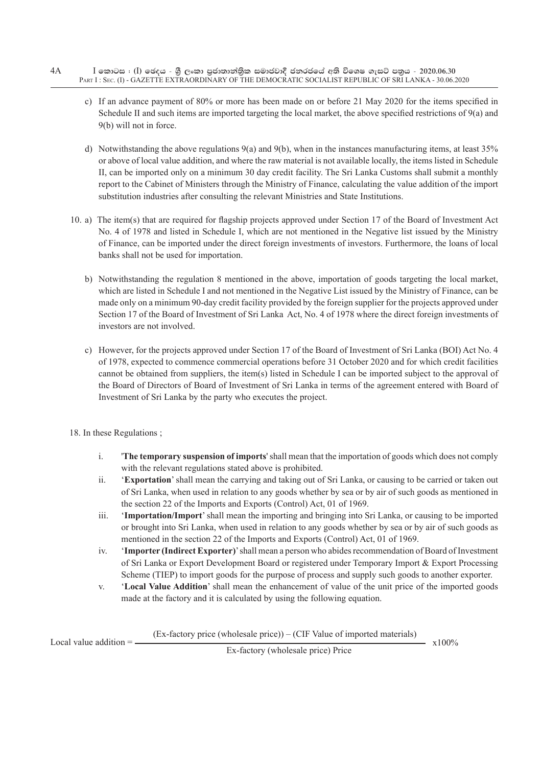c) If an advance payment of 80% or more has been made on or before 21 May 2020 for the items specified in Schedule II and such items are imported targeting the local market, the above specified restrictions of 9(a) and 9(b) will not in force.

d) Notwithstanding the above regulations 9(a) and 9(b), when in the instances manufacturing items, at least 35% or above of local value addition, and where the raw material is not available locally, the items listed in Schedule II, can be imported only on a minimum 30 day credit facility. The Sri Lanka Customs shall submit a monthly report to the Cabinet of Ministers through the Ministry of Finance, calculating the value addition of the import substitution industries after consulting the relevant Ministries and State Institutions.

10. a) The item(s) that are required for flagship projects approved under Section 17 of the Board of Investment Act No. 4 of 1978 and listed in Schedule I, which are not mentioned in the Negative list issued by the Ministry of Finance, can be imported under the direct foreign investments of investors. Furthermore, the loans of local banks shall not be used for importation.

b) Notwithstanding the regulation 8 mentioned in the above, importation of goods targeting the local market, which are listed in Schedule I and not mentioned in the Negative List issued by the Ministry of Finance, can be made only on a minimum 90-day credit facility provided by the foreign supplier for the projects approved under Section 17 of the Board of Investment of Sri Lanka Act, No. 4 of 1978 where the direct foreign investments of investors are not involved.

c) However, for the projects approved under Section 17 of the Board of Investment of Sri Lanka (BOI) Act No. 4 of 1978, expected to commence commercial operations before 31 October 2020 and for which credit facilities cannot be obtained from suppliers, the item(s) listed in Schedule I can be imported subject to the approval of the Board of Directors of Board of Investment of Sri Lanka in terms of the agreement entered with Board of Investment of Sri Lanka by the party who executes the project.

18. In these Regulations ;

i. '**The temporary suspension of imports**' shall mean that the importation of goods which does not comply with the relevant regulations stated above is prohibited.

ii. '**Exportation**' shall mean the carrying and taking out of Sri Lanka, or causing to be carried or taken out of Sri Lanka, when used in relation to any goods whether by sea or by air of such goods as mentioned in the section 22 of the Imports and Exports (Control) Act, 01 of 1969.

iii. '**Importation/Import**' shall mean the importing and bringing into Sri Lanka, or causing to be imported or brought into Sri Lanka, when used in relation to any goods whether by sea or by air of such goods as mentioned in the section 22 of the Imports and Exports (Control) Act, 01 of 1969.

iv. '**Importer (Indirect Exporter)**' shall mean a person who abides recommendation of Board of Investment of Sri Lanka or Export Development Board or registered under Temporary Import & Export Processing Scheme (TIEP) to import goods for the purpose of process and supply such goods to another exporter.

v. '**Local Value Addition**' shall mean the enhancement of value of the unit price of the imported goods made at the factory and it is calculated by using the following equation.

$$\text{Local value addition} = \frac{(\text{Ex-factory price (wholesale price)}) - (\text{CIF Value of imported materials})}{\text{Ex-factory (wholesale price) Price}} \times 100\%$$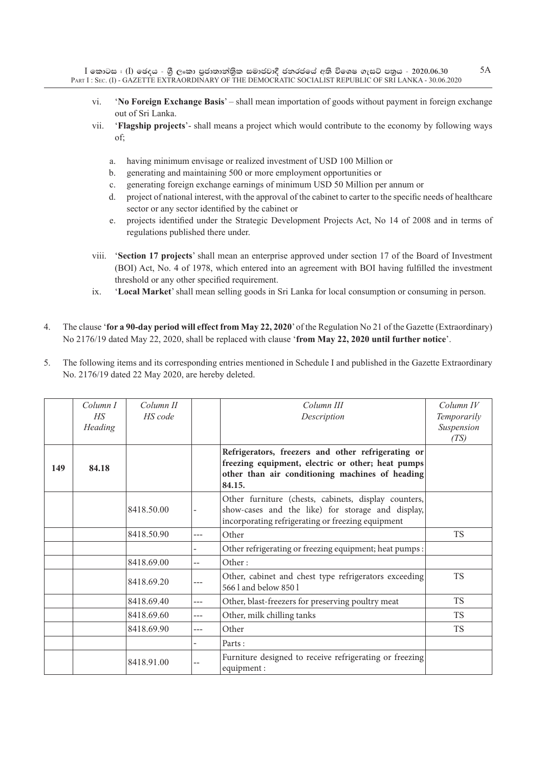vi. '**No Foreign Exchange Basis**' – shall mean importation of goods without payment in foreign exchange out of Sri Lanka.

vii. '**Flagship projects**'- shall means a project which would contribute to the economy by following ways of;

a. having minimum envisage or realized investment of USD 100 Million or
b. generating and maintaining 500 or more employment opportunities or
c. generating foreign exchange earnings of minimum USD 50 Million per annum or
d. project of national interest, with the approval of the cabinet to carter to the specific needs of healthcare sector or any sector identified by the cabinet or
e. projects identified under the Strategic Development Projects Act, No 14 of 2008 and in terms of regulations published there under.

viii. '**Section 17 projects**' shall mean an enterprise approved under section 17 of the Board of Investment (BOI) Act, No. 4 of 1978, which entered into an agreement with BOI having fulfilled the investment threshold or any other specified requirement.

ix. '**Local Market**' shall mean selling goods in Sri Lanka for local consumption or consuming in person.

4. The clause '**for a 90-day period will effect from May 22, 2020**' of the Regulation No 21 of the Gazette (Extraordinary) No 2176/19 dated May 22, 2020, shall be replaced with clause '**from May 22, 2020 until further notice**'.

5. The following items and its corresponding entries mentioned in Schedule I and published in the Gazette Extraordinary No. 2176/19 dated 22 May 2020, are hereby deleted.

| | *Column I HS Heading* | *Column II HS code* | | *Column III Description* | *Column IV Temporarily Suspension (TS)* |
|---|---|---|---|---|---|
| **149** | **84.18** | | | **Refrigerators, freezers and other refrigerating or freezing equipment, electric or other; heat pumps other than air conditioning machines of heading 84.15.** | |
| | | 8418.50.00 | - | Other furniture (chests, cabinets, display counters, show-cases and the like) for storage and display, incorporating refrigerating or freezing equipment | |
| | | 8418.50.90 | --- | Other | TS |
| | | | - | Other refrigerating or freezing equipment; heat pumps : | |
| | | 8418.69.00 | -- | Other : | |
| | | 8418.69.20 | --- | Other, cabinet and chest type refrigerators exceeding 566 l and below 850 l | TS |
| | | 8418.69.40 | --- | Other, blast-freezers for preserving poultry meat | TS |
| | | 8418.69.60 | --- | Other, milk chilling tanks | TS |
| | | 8418.69.90 | --- | Other | TS |
| | | | - | Parts : | |
| | | 8418.91.00 | -- | Furniture designed to receive refrigerating or freezing equipment : | |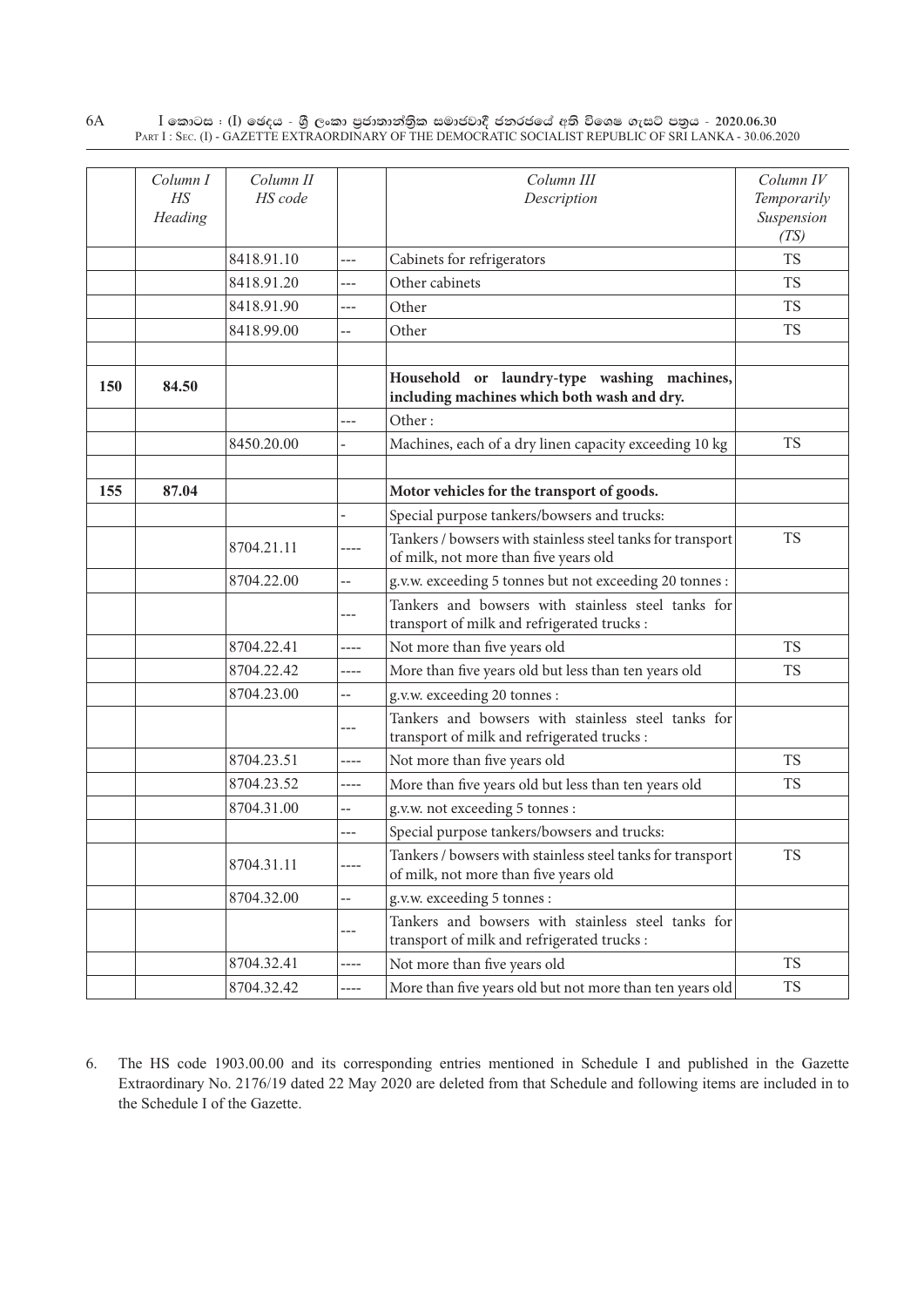| | Column I HS Heading | Column II HS code | | Column III Description | Column IV Temporarily Suspension (TS) |
|---|---|---|---|---|---|
| | | 8418.91.10 | --- | Cabinets for refrigerators | TS |
| | | 8418.91.20 | --- | Other cabinets | TS |
| | | 8418.91.90 | --- | Other | TS |
| | | 8418.99.00 | -- | Other | TS |
| | | | | | |
| **150** | **84.50** | | | **Household or laundry-type washing machines, including machines which both wash and dry.** | |
| | | | --- | Other : | |
| | | 8450.20.00 | - | Machines, each of a dry linen capacity exceeding 10 kg | TS |
| | | | | | |
| **155** | **87.04** | | | **Motor vehicles for the transport of goods.** | |
| | | | - | Special purpose tankers/bowsers and trucks: | |
| | | 8704.21.11 | ---- | Tankers / bowsers with stainless steel tanks for transport of milk, not more than five years old | TS |
| | | 8704.22.00 | -- | g.v.w. exceeding 5 tonnes but not exceeding 20 tonnes : | |
| | | | --- | Tankers and bowsers with stainless steel tanks for transport of milk and refrigerated trucks : | |
| | | 8704.22.41 | ---- | Not more than five years old | TS |
| | | 8704.22.42 | ---- | More than five years old but less than ten years old | TS |
| | | 8704.23.00 | -- | g.v.w. exceeding 20 tonnes : | |
| | | | --- | Tankers and bowsers with stainless steel tanks for transport of milk and refrigerated trucks : | |
| | | 8704.23.51 | ---- | Not more than five years old | TS |
| | | 8704.23.52 | ---- | More than five years old but less than ten years old | TS |
| | | 8704.31.00 | -- | g.v.w. not exceeding 5 tonnes : | |
| | | | --- | Special purpose tankers/bowsers and trucks: | |
| | | 8704.31.11 | ---- | Tankers / bowsers with stainless steel tanks for transport of milk, not more than five years old | TS |
| | | 8704.32.00 | -- | g.v.w. exceeding 5 tonnes : | |
| | | | --- | Tankers and bowsers with stainless steel tanks for transport of milk and refrigerated trucks : | |
| | | 8704.32.41 | ---- | Not more than five years old | TS |
| | | 8704.32.42 | ---- | More than five years old but not more than ten years old | TS |

6. The HS code 1903.00.00 and its corresponding entries mentioned in Schedule I and published in the Gazette Extraordinary No. 2176/19 dated 22 May 2020 are deleted from that Schedule and following items are included in to the Schedule I of the Gazette.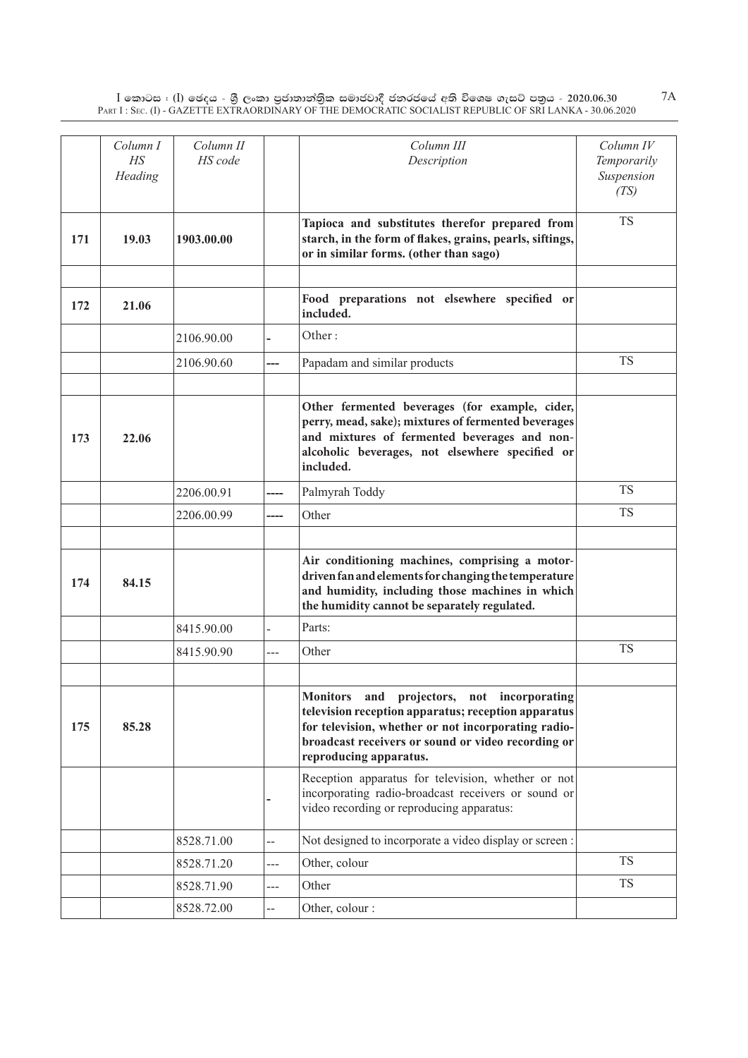| | Column I HS Heading | Column II HS code | | Column III Description | Column IV Temporarily Suspension (TS) |
|---|---|---|---|---|---|
| **171** | **19.03** | **1903.00.00** | | **Tapioca and substitutes therefor prepared from starch, in the form of flakes, grains, pearls, siftings, or in similar forms. (other than sago)** | TS |
| | | | | | |
| **172** | **21.06** | | | **Food preparations not elsewhere specified or included.** | |
| | | 2106.90.00 | - | Other : | |
| | | 2106.90.60 | --- | Papadam and similar products | TS |
| | | | | | |
| **173** | **22.06** | | | **Other fermented beverages (for example, cider, perry, mead, sake); mixtures of fermented beverages and mixtures of fermented beverages and non-alcoholic beverages, not elsewhere specified or included.** | |
| | | 2206.00.91 | ---- | Palmyrah Toddy | TS |
| | | 2206.00.99 | ---- | Other | TS |
| | | | | | |
| **174** | **84.15** | | | **Air conditioning machines, comprising a motor-driven fan and elements for changing the temperature and humidity, including those machines in which the humidity cannot be separately regulated.** | |
| | | 8415.90.00 | - | Parts: | |
| | | 8415.90.90 | --- | Other | TS |
| | | | | | |
| **175** | **85.28** | | | **Monitors and projectors, not incorporating television reception apparatus; reception apparatus for television, whether or not incorporating radio-broadcast receivers or sound or video recording or reproducing apparatus.** | |
| | | | - | Reception apparatus for television, whether or not incorporating radio-broadcast receivers or sound or video recording or reproducing apparatus: | |
| | | 8528.71.00 | -- | Not designed to incorporate a video display or screen : | |
| | | 8528.71.20 | --- | Other, colour | TS |
| | | 8528.71.90 | --- | Other | TS |
| | | 8528.72.00 | -- | Other, colour : | |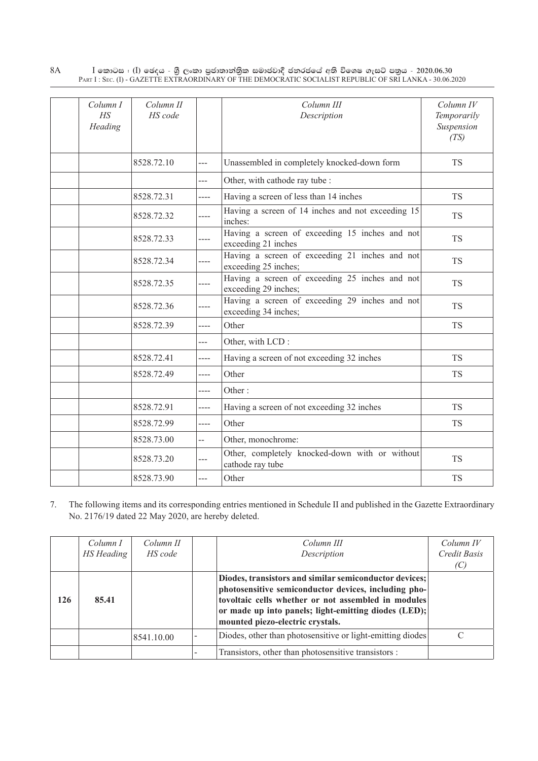| | Column I HS Heading | Column II HS code | | Column III Description | Column IV Temporarily Suspension (TS) |
|---|---|---|---|---|---|
| | | 8528.72.10 | --- | Unassembled in completely knocked-down form | TS |
| | | | --- | Other, with cathode ray tube : | |
| | | 8528.72.31 | ---- | Having a screen of less than 14 inches | TS |
| | | 8528.72.32 | ---- | Having a screen of 14 inches and not exceeding 15 inches: | TS |
| | | 8528.72.33 | ---- | Having a screen of exceeding 15 inches and not exceeding 21 inches | TS |
| | | 8528.72.34 | ---- | Having a screen of exceeding 21 inches and not exceeding 25 inches; | TS |
| | | 8528.72.35 | ---- | Having a screen of exceeding 25 inches and not exceeding 29 inches; | TS |
| | | 8528.72.36 | ---- | Having a screen of exceeding 29 inches and not exceeding 34 inches; | TS |
| | | 8528.72.39 | ---- | Other | TS |
| | | | --- | Other, with LCD : | |
| | | 8528.72.41 | ---- | Having a screen of not exceeding 32 inches | TS |
| | | 8528.72.49 | ---- | Other | TS |
| | | | ---- | Other : | |
| | | 8528.72.91 | ---- | Having a screen of not exceeding 32 inches | TS |
| | | 8528.72.99 | ---- | Other | TS |
| | | 8528.73.00 | -- | Other, monochrome: | |
| | | 8528.73.20 | --- | Other, completely knocked-down with or without cathode ray tube | TS |
| | | 8528.73.90 | --- | Other | TS |

7. The following items and its corresponding entries mentioned in Schedule II and published in the Gazette Extraordinary No. 2176/19 dated 22 May 2020, are hereby deleted.

| | Column I HS Heading | Column II HS code | | Column III Description | Column IV Credit Basis (C) |
|---|---|---|---|---|---|
| **126** | **85.41** | | | **Diodes, transistors and similar semiconductor devices; photosensitive semiconductor devices, including photovoltaic cells whether or not assembled in modules or made up into panels; light-emitting diodes (LED); mounted piezo-electric crystals.** | |
| | | 8541.10.00 | - | Diodes, other than photosensitive or light-emitting diodes | C |
| | | | - | Transistors, other than photosensitive transistors : | |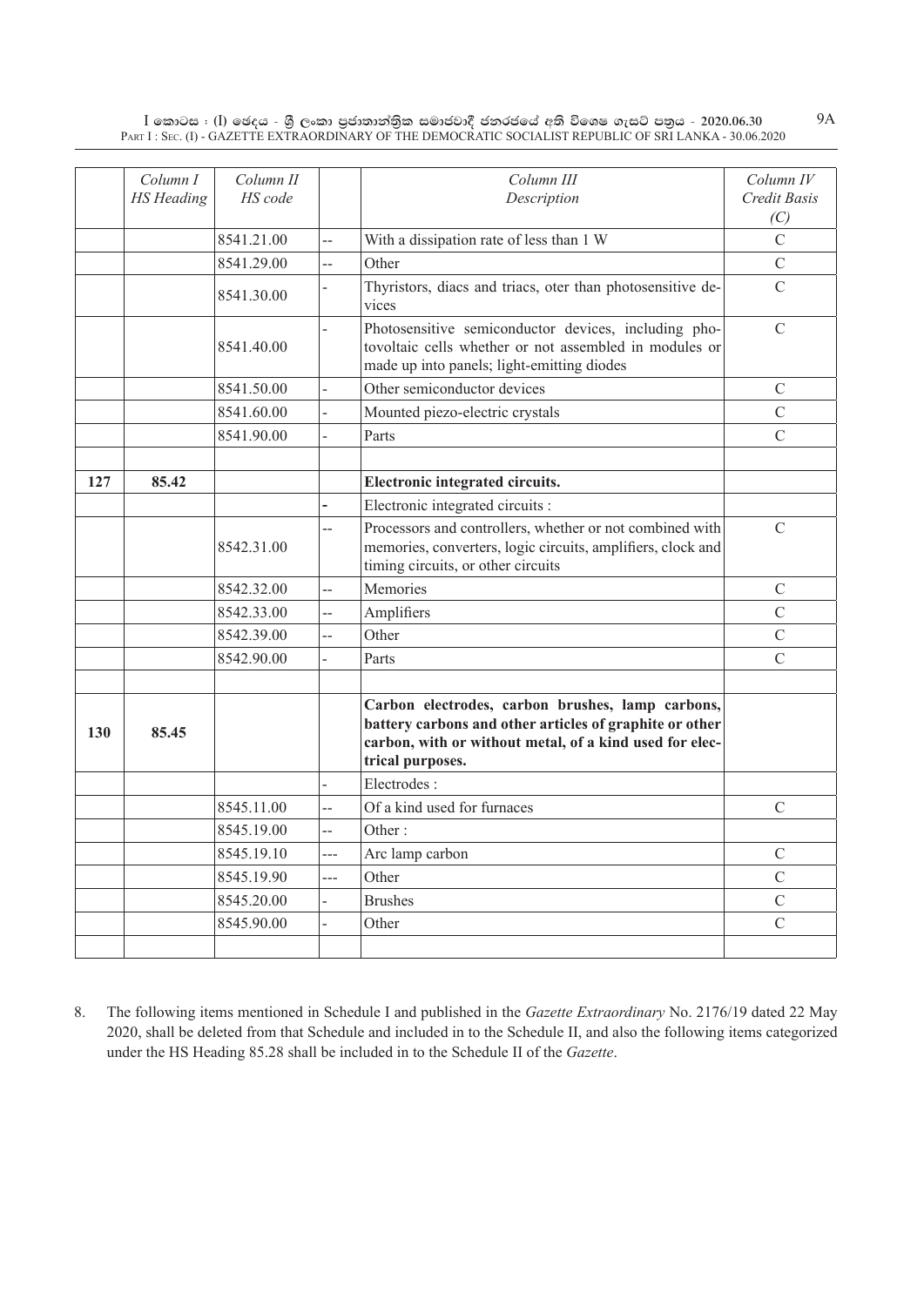|  | Column I<br>HS Heading | Column II<br>HS code |  | Column III<br>Description | Column IV<br>Credit Basis<br>(C) |
|---|---|---|---|---|---|
|  |  | 8541.21.00 | -- | With a dissipation rate of less than 1 W | C |
|  |  | 8541.29.00 | -- | Other | C |
|  |  | 8541.30.00 | - | Thyristors, diacs and triacs, oter than photosensitive devices | C |
|  |  | 8541.40.00 | - | Photosensitive semiconductor devices, including photovoltaic cells whether or not assembled in modules or made up into panels; light-emitting diodes | C |
|  |  | 8541.50.00 | - | Other semiconductor devices | C |
|  |  | 8541.60.00 | - | Mounted piezo-electric crystals | C |
|  |  | 8541.90.00 | - | Parts | C |
|  |  |  |  |  |  |
| **127** | **85.42** |  |  | **Electronic integrated circuits.** |  |
|  |  |  | - | Electronic integrated circuits : |  |
|  |  | 8542.31.00 | -- | Processors and controllers, whether or not combined with memories, converters, logic circuits, amplifiers, clock and timing circuits, or other circuits | C |
|  |  | 8542.32.00 | -- | Memories | C |
|  |  | 8542.33.00 | -- | Amplifiers | C |
|  |  | 8542.39.00 | -- | Other | C |
|  |  | 8542.90.00 | - | Parts | C |
|  |  |  |  |  |  |
| **130** | **85.45** |  |  | **Carbon electrodes, carbon brushes, lamp carbons, battery carbons and other articles of graphite or other carbon, with or without metal, of a kind used for electrical purposes.** |  |
|  |  |  | - | Electrodes : |  |
|  |  | 8545.11.00 | -- | Of a kind used for furnaces | C |
|  |  | 8545.19.00 | -- | Other : |  |
|  |  | 8545.19.10 | --- | Arc lamp carbon | C |
|  |  | 8545.19.90 | --- | Other | C |
|  |  | 8545.20.00 | - | Brushes | C |
|  |  | 8545.90.00 | - | Other | C |
|  |  |  |  |  |  |

8. The following items mentioned in Schedule I and published in the *Gazette Extraordinary* No. 2176/19 dated 22 May 2020, shall be deleted from that Schedule and included in to the Schedule II, and also the following items categorized under the HS Heading 85.28 shall be included in to the Schedule II of the *Gazette*.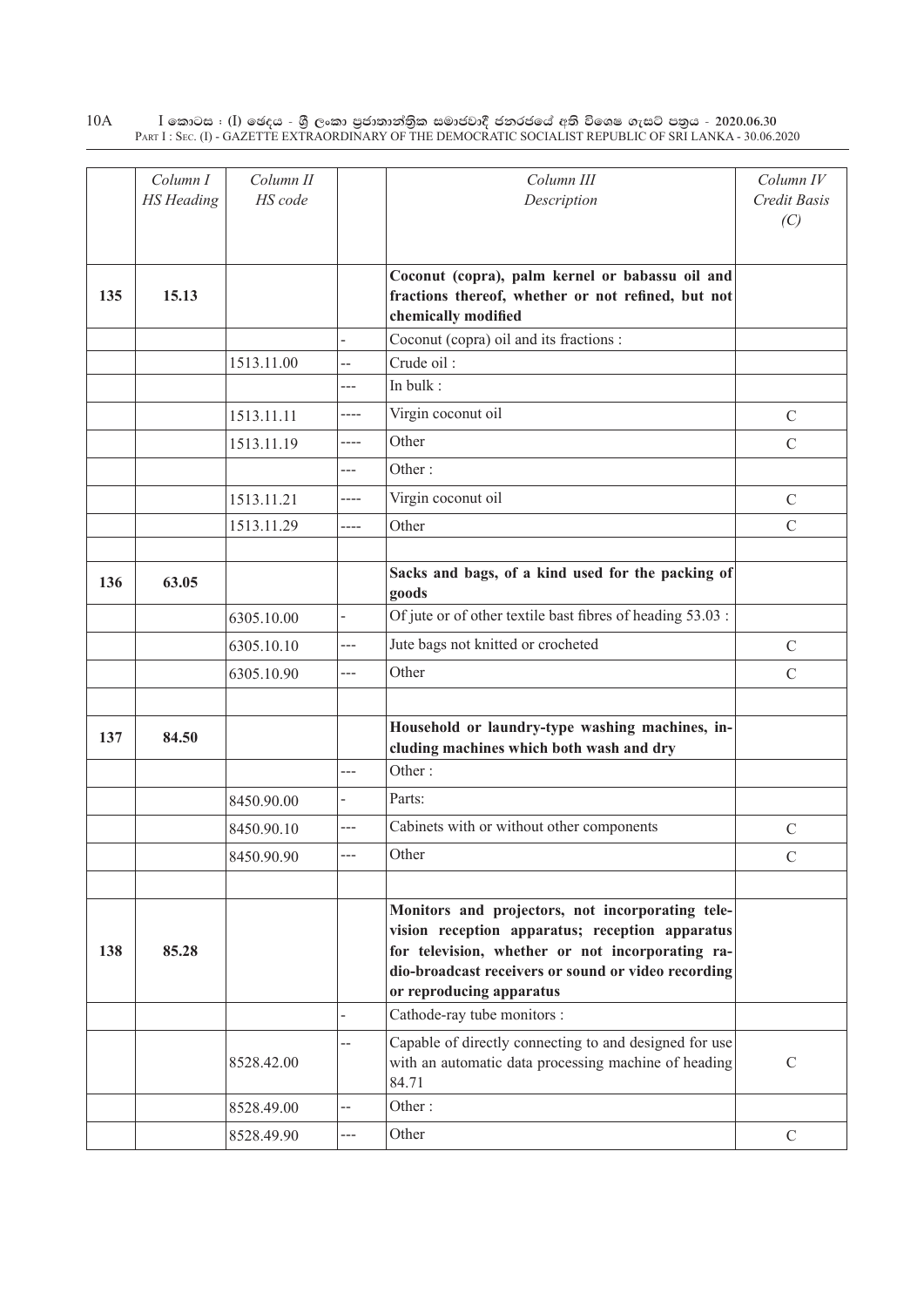| | Column I<br>HS Heading | Column II<br>HS code | | Column III<br>Description | Column IV<br>Credit Basis<br>(C) |
|---|---|---|---|---|---|
| 135 | 15.13 | | | **Coconut (copra), palm kernel or babassu oil and fractions thereof, whether or not refined, but not chemically modified** | |
| | | | - | Coconut (copra) oil and its fractions : | |
| | | 1513.11.00 | -- | Crude oil : | |
| | | | --- | In bulk : | |
| | | 1513.11.11 | ---- | Virgin coconut oil | C |
| | | 1513.11.19 | ---- | Other | C |
| | | | --- | Other : | |
| | | 1513.11.21 | ---- | Virgin coconut oil | C |
| | | 1513.11.29 | ---- | Other | C |
| | | | | | |
| 136 | 63.05 | | | **Sacks and bags, of a kind used for the packing of goods** | |
| | | 6305.10.00 | - | Of jute or of other textile bast fibres of heading 53.03 : | |
| | | 6305.10.10 | --- | Jute bags not knitted or crocheted | C |
| | | 6305.10.90 | --- | Other | C |
| | | | | | |
| 137 | 84.50 | | | **Household or laundry-type washing machines, including machines which both wash and dry** | |
| | | | --- | Other : | |
| | | 8450.90.00 | - | Parts: | |
| | | 8450.90.10 | --- | Cabinets with or without other components | C |
| | | 8450.90.90 | --- | Other | C |
| | | | | | |
| 138 | 85.28 | | | **Monitors and projectors, not incorporating television reception apparatus; reception apparatus for television, whether or not incorporating radio-broadcast receivers or sound or video recording or reproducing apparatus** | |
| | | | - | Cathode-ray tube monitors : | |
| | | 8528.42.00 | -- | Capable of directly connecting to and designed for use with an automatic data processing machine of heading 84.71 | C |
| | | 8528.49.00 | -- | Other : | |
| | | 8528.49.90 | --- | Other | C |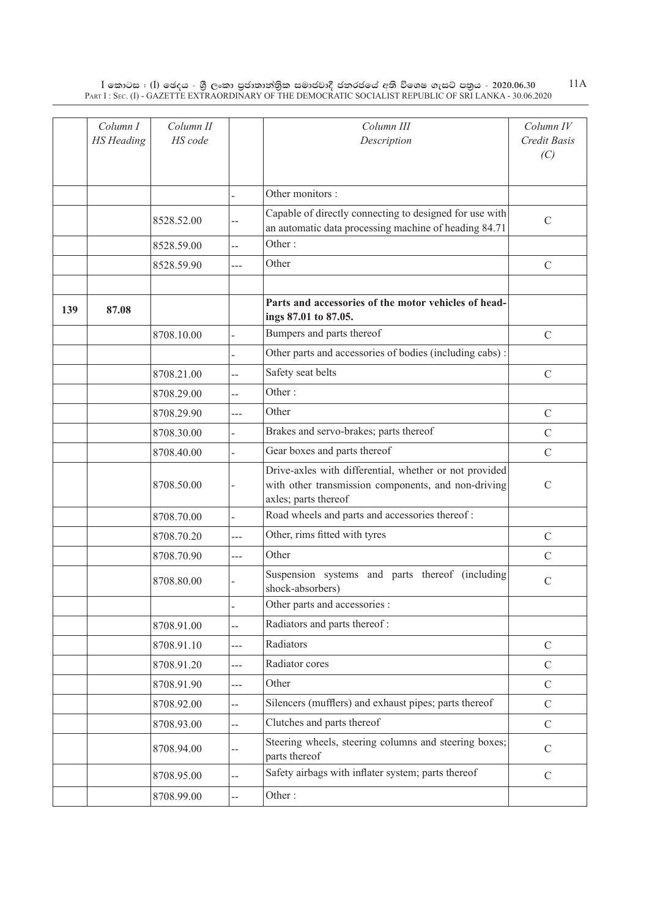| | Column I HS Heading | Column II HS code | | Column III Description | Column IV Credit Basis (C) |
|---|---|---|---|---|---|
| | | | - | Other monitors : | |
| | | 8528.52.00 | -- | Capable of directly connecting to designed for use with an automatic data processing machine of heading 84.71 | C |
| | | 8528.59.00 | -- | Other : | |
| | | 8528.59.90 | --- | Other | C |
| | | | | | |
| **139** | **87.08** | | | **Parts and accessories of the motor vehicles of headings 87.01 to 87.05.** | |
| | | 8708.10.00 | - | Bumpers and parts thereof | C |
| | | | - | Other parts and accessories of bodies (including cabs) : | |
| | | 8708.21.00 | -- | Safety seat belts | C |
| | | 8708.29.00 | -- | Other : | |
| | | 8708.29.90 | --- | Other | C |
| | | 8708.30.00 | - | Brakes and servo-brakes; parts thereof | C |
| | | 8708.40.00 | - | Gear boxes and parts thereof | C |
| | | 8708.50.00 | - | Drive-axles with differential, whether or not provided with other transmission components, and non-driving axles; parts thereof | C |
| | | 8708.70.00 | - | Road wheels and parts and accessories thereof : | |
| | | 8708.70.20 | --- | Other, rims fitted with tyres | C |
| | | 8708.70.90 | --- | Other | C |
| | | 8708.80.00 | - | Suspension systems and parts thereof (including shock-absorbers) | C |
| | | | - | Other parts and accessories : | |
| | | 8708.91.00 | -- | Radiators and parts thereof : | |
| | | 8708.91.10 | --- | Radiators | C |
| | | 8708.91.20 | --- | Radiator cores | C |
| | | 8708.91.90 | --- | Other | C |
| | | 8708.92.00 | -- | Silencers (mufflers) and exhaust pipes; parts thereof | C |
| | | 8708.93.00 | -- | Clutches and parts thereof | C |
| | | 8708.94.00 | -- | Steering wheels, steering columns and steering boxes; parts thereof | C |
| | | 8708.95.00 | -- | Safety airbags with inflater system; parts thereof | C |
| | | 8708.99.00 | -- | Other : | |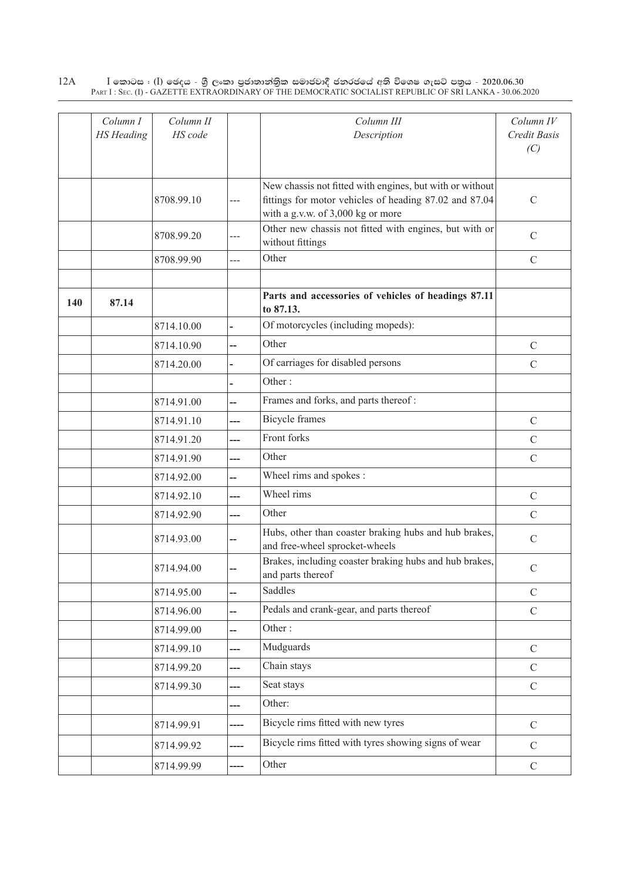| | Column I<br>HS Heading | Column II<br>HS code | | Column III<br>Description | Column IV<br>Credit Basis<br>(C) |
|---|---|---|---|---|---|
| | | 8708.99.10 | --- | New chassis not fitted with engines, but with or without fittings for motor vehicles of heading 87.02 and 87.04 with a g.v.w. of 3,000 kg or more | C |
| | | 8708.99.20 | --- | Other new chassis not fitted with engines, but with or without fittings | C |
| | | 8708.99.90 | --- | Other | C |
| | | | | | |
| **140** | **87.14** | | | **Parts and accessories of vehicles of headings 87.11 to 87.13.** | |
| | | 8714.10.00 | - | Of motorcycles (including mopeds): | |
| | | 8714.10.90 | -- | Other | C |
| | | 8714.20.00 | - | Of carriages for disabled persons | C |
| | | | - | Other : | |
| | | 8714.91.00 | -- | Frames and forks, and parts thereof : | |
| | | 8714.91.10 | --- | Bicycle frames | C |
| | | 8714.91.20 | --- | Front forks | C |
| | | 8714.91.90 | --- | Other | C |
| | | 8714.92.00 | -- | Wheel rims and spokes : | |
| | | 8714.92.10 | --- | Wheel rims | C |
| | | 8714.92.90 | --- | Other | C |
| | | 8714.93.00 | -- | Hubs, other than coaster braking hubs and hub brakes, and free-wheel sprocket-wheels | C |
| | | 8714.94.00 | -- | Brakes, including coaster braking hubs and hub brakes, and parts thereof | C |
| | | 8714.95.00 | -- | Saddles | C |
| | | 8714.96.00 | -- | Pedals and crank-gear, and parts thereof | C |
| | | 8714.99.00 | -- | Other : | |
| | | 8714.99.10 | --- | Mudguards | C |
| | | 8714.99.20 | --- | Chain stays | C |
| | | 8714.99.30 | --- | Seat stays | C |
| | | | --- | Other: | |
| | | 8714.99.91 | ---- | Bicycle rims fitted with new tyres | C |
| | | 8714.99.92 | ---- | Bicycle rims fitted with tyres showing signs of wear | C |
| | | 8714.99.99 | ---- | Other | C |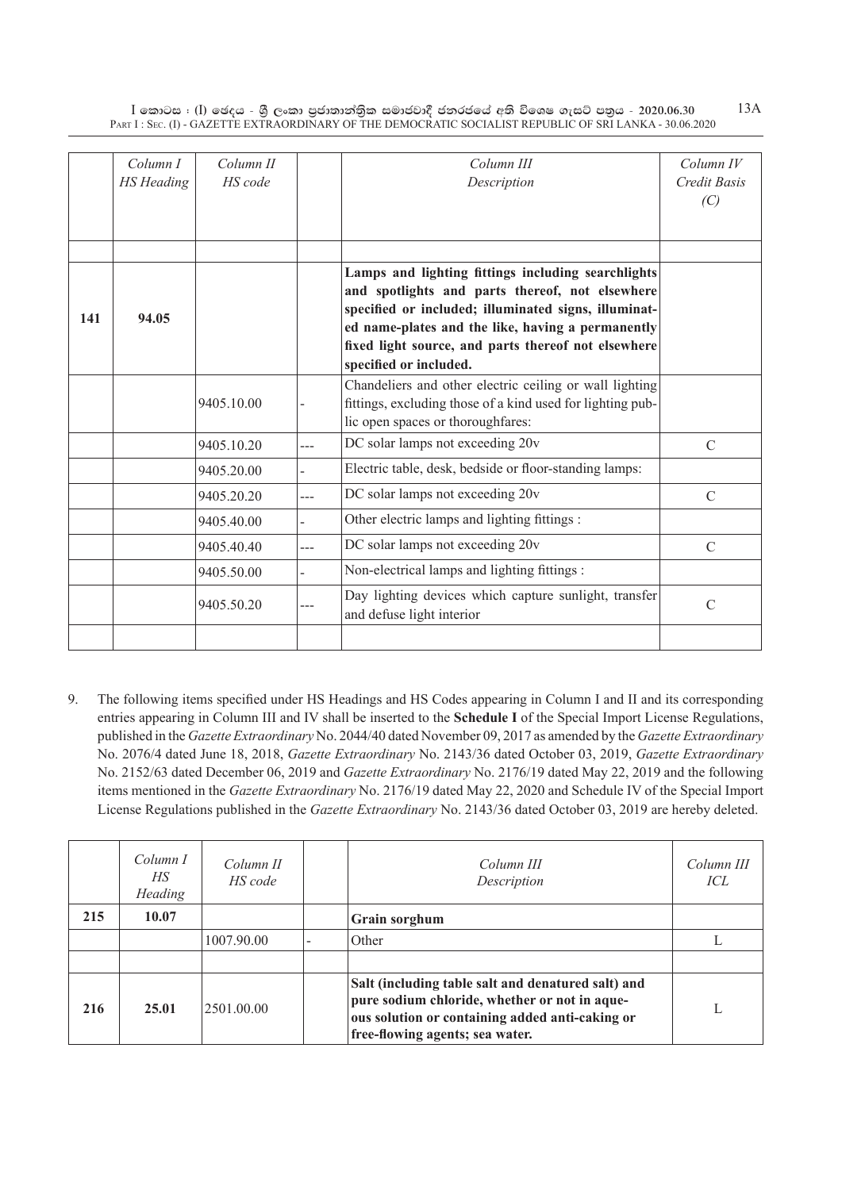| | Column I HS Heading | Column II HS code | | Column III Description | Column IV Credit Basis (C) |
|---|---|---|---|---|---|
| | | | | | |
| 141 | 94.05 | | | **Lamps and lighting fittings including searchlights and spotlights and parts thereof, not elsewhere specified or included; illuminated signs, illuminated name-plates and the like, having a permanently fixed light source, and parts thereof not elsewhere specified or included.** | |
| | | 9405.10.00 | - | Chandeliers and other electric ceiling or wall lighting fittings, excluding those of a kind used for lighting public open spaces or thoroughfares: | |
| | | 9405.10.20 | --- | DC solar lamps not exceeding 20v | C |
| | | 9405.20.00 | - | Electric table, desk, bedside or floor-standing lamps: | |
| | | 9405.20.20 | --- | DC solar lamps not exceeding 20v | C |
| | | 9405.40.00 | - | Other electric lamps and lighting fittings : | |
| | | 9405.40.40 | --- | DC solar lamps not exceeding 20v | C |
| | | 9405.50.00 | - | Non-electrical lamps and lighting fittings : | |
| | | 9405.50.20 | --- | Day lighting devices which capture sunlight, transfer and defuse light interior | C |
| | | | | | |

9. The following items specified under HS Headings and HS Codes appearing in Column I and II and its corresponding entries appearing in Column III and IV shall be inserted to the **Schedule I** of the Special Import License Regulations, published in the *Gazette Extraordinary* No. 2044/40 dated November 09, 2017 as amended by the *Gazette Extraordinary* No. 2076/4 dated June 18, 2018, *Gazette Extraordinary* No. 2143/36 dated October 03, 2019, *Gazette Extraordinary* No. 2152/63 dated December 06, 2019 and *Gazette Extraordinary* No. 2176/19 dated May 22, 2019 and the following items mentioned in the *Gazette Extraordinary* No. 2176/19 dated May 22, 2020 and Schedule IV of the Special Import License Regulations published in the *Gazette Extraordinary* No. 2143/36 dated October 03, 2019 are hereby deleted.

| | Column I HS Heading | Column II HS code | | Column III Description | Column III ICL |
|---|---|---|---|---|---|
| 215 | 10.07 | | | **Grain sorghum** | |
| | | 1007.90.00 | - | Other | L |
| | | | | | |
| 216 | 25.01 | 2501.00.00 | | **Salt (including table salt and denatured salt) and pure sodium chloride, whether or not in aqueous solution or containing added anti-caking or free-flowing agents; sea water.** | L |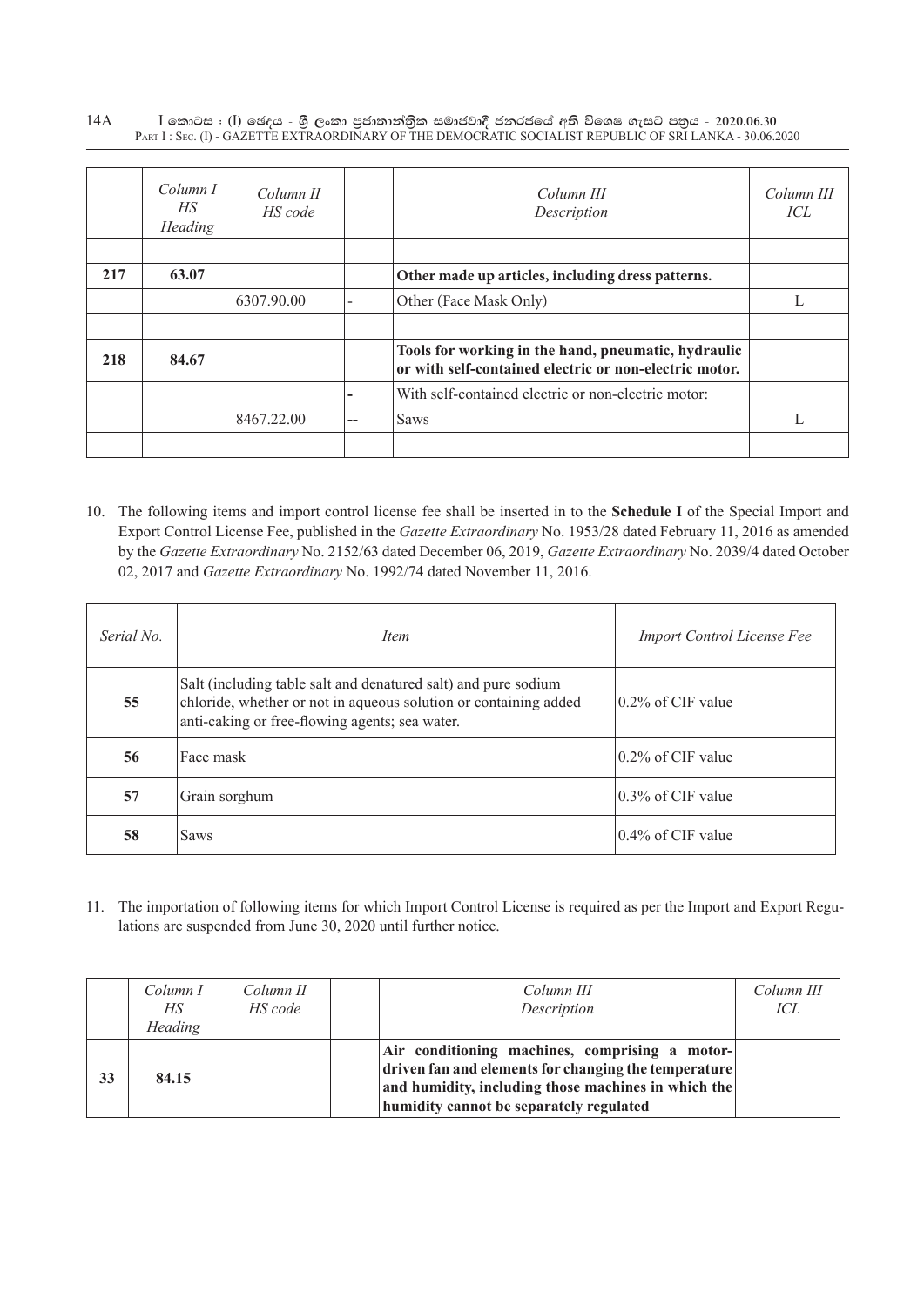|  | *Column I HS Heading* | *Column II HS code* |  | *Column III Description* | *Column III ICL* |
|---|---|---|---|---|---|
|  |  |  |  |  |  |
| **217** | **63.07** |  |  | **Other made up articles, including dress patterns.** |  |
|  |  | 6307.90.00 | - | Other (Face Mask Only) | L |
|  |  |  |  |  |  |
| **218** | **84.67** |  |  | **Tools for working in the hand, pneumatic, hydraulic or with self-contained electric or non-electric motor.** |  |
|  |  |  | - | With self-contained electric or non-electric motor: |  |
|  |  | 8467.22.00 | -- | Saws | L |
|  |  |  |  |  |  |

10. The following items and import control license fee shall be inserted in to the **Schedule I** of the Special Import and Export Control License Fee, published in the *Gazette Extraordinary* No. 1953/28 dated February 11, 2016 as amended by the *Gazette Extraordinary* No. 2152/63 dated December 06, 2019, *Gazette Extraordinary* No. 2039/4 dated October 02, 2017 and *Gazette Extraordinary* No. 1992/74 dated November 11, 2016.

| *Serial No.* | *Item* | *Import Control License Fee* |
|---|---|---|
| **55** | Salt (including table salt and denatured salt) and pure sodium chloride, whether or not in aqueous solution or containing added anti-caking or free-flowing agents; sea water. | 0.2% of CIF value |
| **56** | Face mask | 0.2% of CIF value |
| **57** | Grain sorghum | 0.3% of CIF value |
| **58** | Saws | 0.4% of CIF value |

11. The importation of following items for which Import Control License is required as per the Import and Export Regulations are suspended from June 30, 2020 until further notice.

|  | *Column I HS Heading* | *Column II HS code* |  | *Column III Description* | *Column III ICL* |
|---|---|---|---|---|---|
| **33** | **84.15** |  |  | **Air conditioning machines, comprising a motor-driven fan and elements for changing the temperature and humidity, including those machines in which the humidity cannot be separately regulated** |  |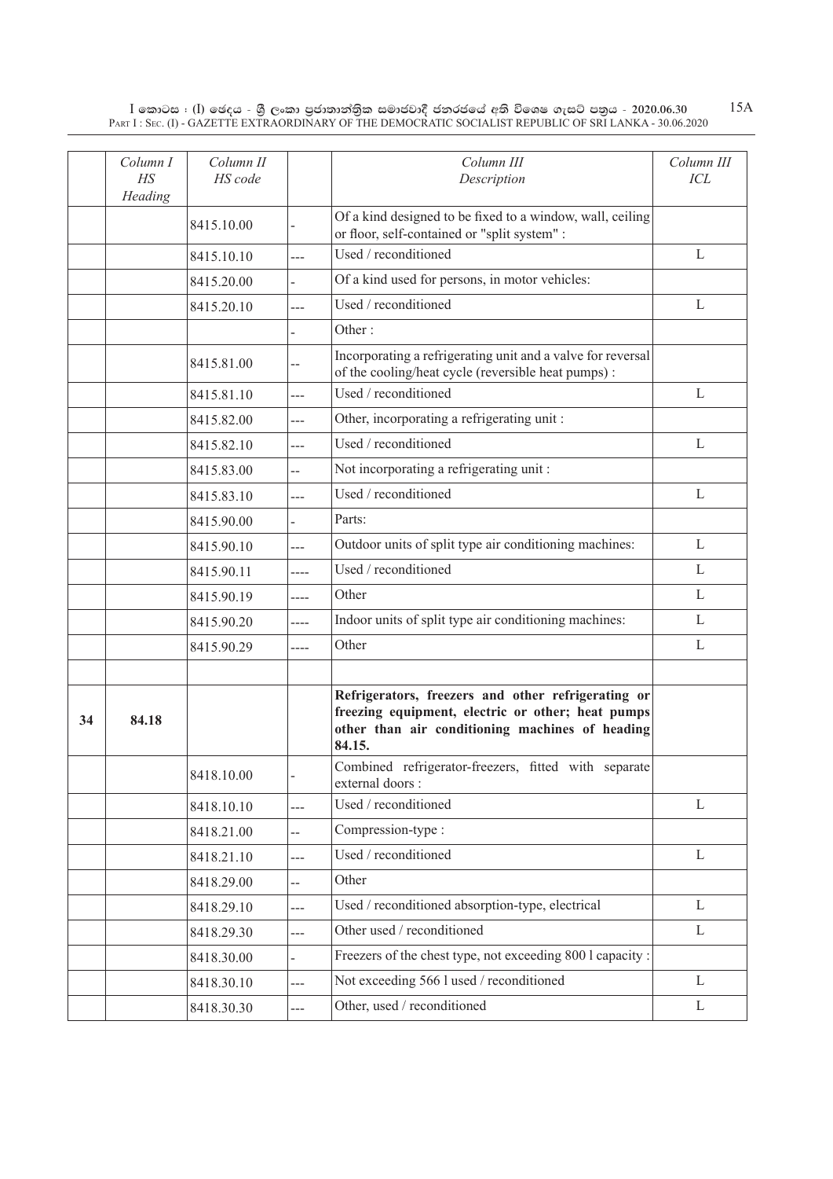| | Column I HS Heading | Column II HS code | | Column III Description | Column III ICL |
|---|---|---|---|---|---|
| | | 8415.10.00 | - | Of a kind designed to be fixed to a window, wall, ceiling or floor, self-contained or "split system" : | |
| | | 8415.10.10 | --- | Used / reconditioned | L |
| | | 8415.20.00 | - | Of a kind used for persons, in motor vehicles: | |
| | | 8415.20.10 | --- | Used / reconditioned | L |
| | | | - | Other : | |
| | | 8415.81.00 | -- | Incorporating a refrigerating unit and a valve for reversal of the cooling/heat cycle (reversible heat pumps) : | |
| | | 8415.81.10 | --- | Used / reconditioned | L |
| | | 8415.82.00 | --- | Other, incorporating a refrigerating unit : | |
| | | 8415.82.10 | --- | Used / reconditioned | L |
| | | 8415.83.00 | -- | Not incorporating a refrigerating unit : | |
| | | 8415.83.10 | --- | Used / reconditioned | L |
| | | 8415.90.00 | - | Parts: | |
| | | 8415.90.10 | --- | Outdoor units of split type air conditioning machines: | L |
| | | 8415.90.11 | ---- | Used / reconditioned | L |
| | | 8415.90.19 | ---- | Other | L |
| | | 8415.90.20 | ---- | Indoor units of split type air conditioning machines: | L |
| | | 8415.90.29 | ---- | Other | L |
| | | | | | |
| **34** | **84.18** | | | **Refrigerators, freezers and other refrigerating or freezing equipment, electric or other; heat pumps other than air conditioning machines of heading 84.15.** | |
| | | 8418.10.00 | - | Combined refrigerator-freezers, fitted with separate external doors : | |
| | | 8418.10.10 | --- | Used / reconditioned | L |
| | | 8418.21.00 | -- | Compression-type : | |
| | | 8418.21.10 | --- | Used / reconditioned | L |
| | | 8418.29.00 | -- | Other | |
| | | 8418.29.10 | --- | Used / reconditioned absorption-type, electrical | L |
| | | 8418.29.30 | --- | Other used / reconditioned | L |
| | | 8418.30.00 | - | Freezers of the chest type, not exceeding 800 l capacity : | |
| | | 8418.30.10 | --- | Not exceeding 566 l used / reconditioned | L |
| | | 8418.30.30 | --- | Other, used / reconditioned | L |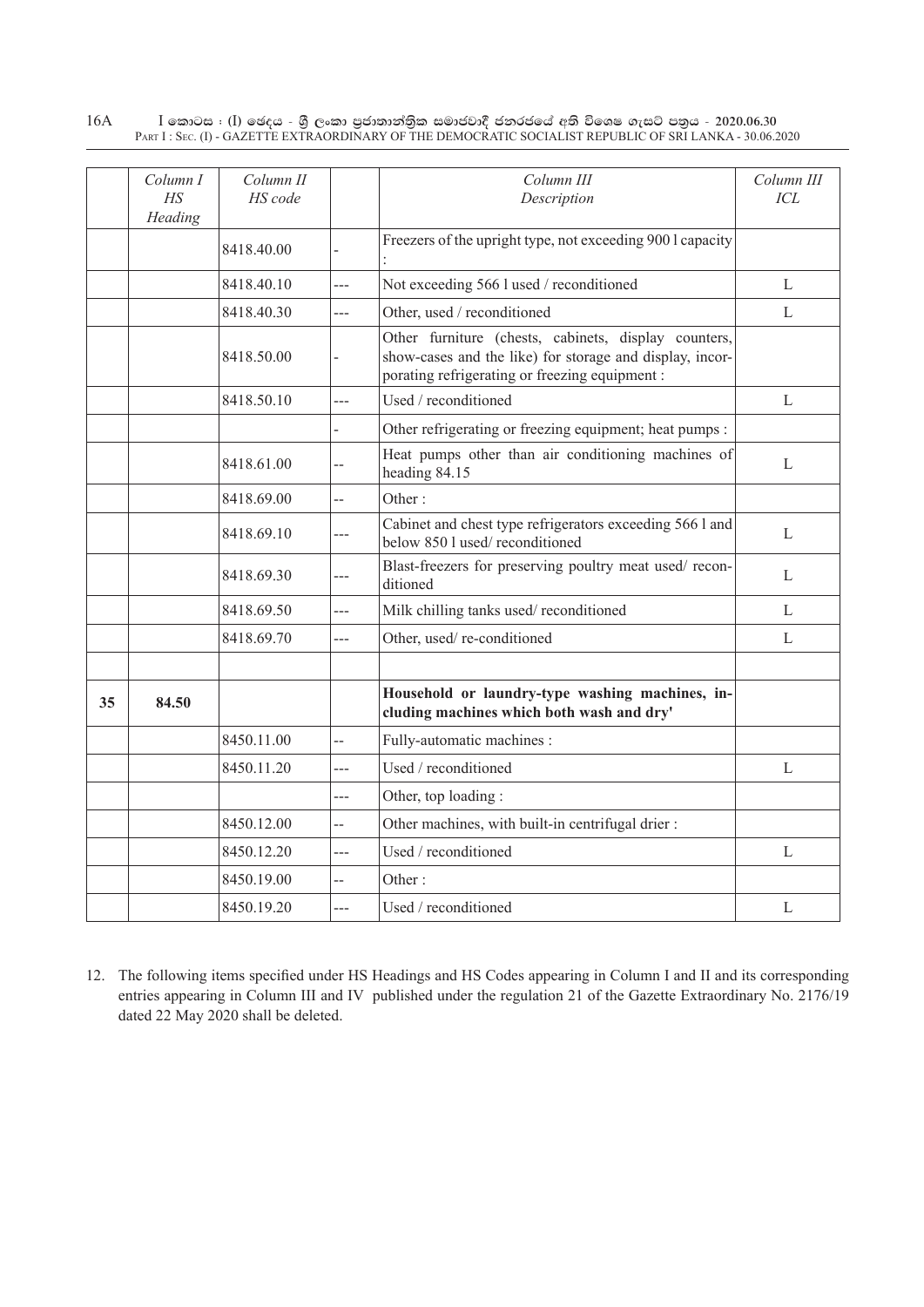| | Column I HS Heading | Column II HS code | | Column III Description | Column III ICL |
|---|---|---|---|---|---|
| | | 8418.40.00 | - | Freezers of the upright type, not exceeding 900 l capacity : | |
| | | 8418.40.10 | --- | Not exceeding 566 l used / reconditioned | L |
| | | 8418.40.30 | --- | Other, used / reconditioned | L |
| | | 8418.50.00 | - | Other furniture (chests, cabinets, display counters, show-cases and the like) for storage and display, incorporating refrigerating or freezing equipment : | |
| | | 8418.50.10 | --- | Used / reconditioned | L |
| | | | - | Other refrigerating or freezing equipment; heat pumps : | |
| | | 8418.61.00 | -- | Heat pumps other than air conditioning machines of heading 84.15 | L |
| | | 8418.69.00 | -- | Other : | |
| | | 8418.69.10 | --- | Cabinet and chest type refrigerators exceeding 566 l and below 850 l used/ reconditioned | L |
| | | 8418.69.30 | --- | Blast-freezers for preserving poultry meat used/ reconditioned | L |
| | | 8418.69.50 | --- | Milk chilling tanks used/ reconditioned | L |
| | | 8418.69.70 | --- | Other, used/ re-conditioned | L |
| | | | | | |
| **35** | **84.50** | | | **Household or laundry-type washing machines, including machines which both wash and dry'** | |
| | | 8450.11.00 | -- | Fully-automatic machines : | |
| | | 8450.11.20 | --- | Used / reconditioned | L |
| | | | --- | Other, top loading : | |
| | | 8450.12.00 | -- | Other machines, with built-in centrifugal drier : | |
| | | 8450.12.20 | --- | Used / reconditioned | L |
| | | 8450.19.00 | -- | Other : | |
| | | 8450.19.20 | --- | Used / reconditioned | L |

12. The following items specified under HS Headings and HS Codes appearing in Column I and II and its corresponding entries appearing in Column III and IV published under the regulation 21 of the Gazette Extraordinary No. 2176/19 dated 22 May 2020 shall be deleted.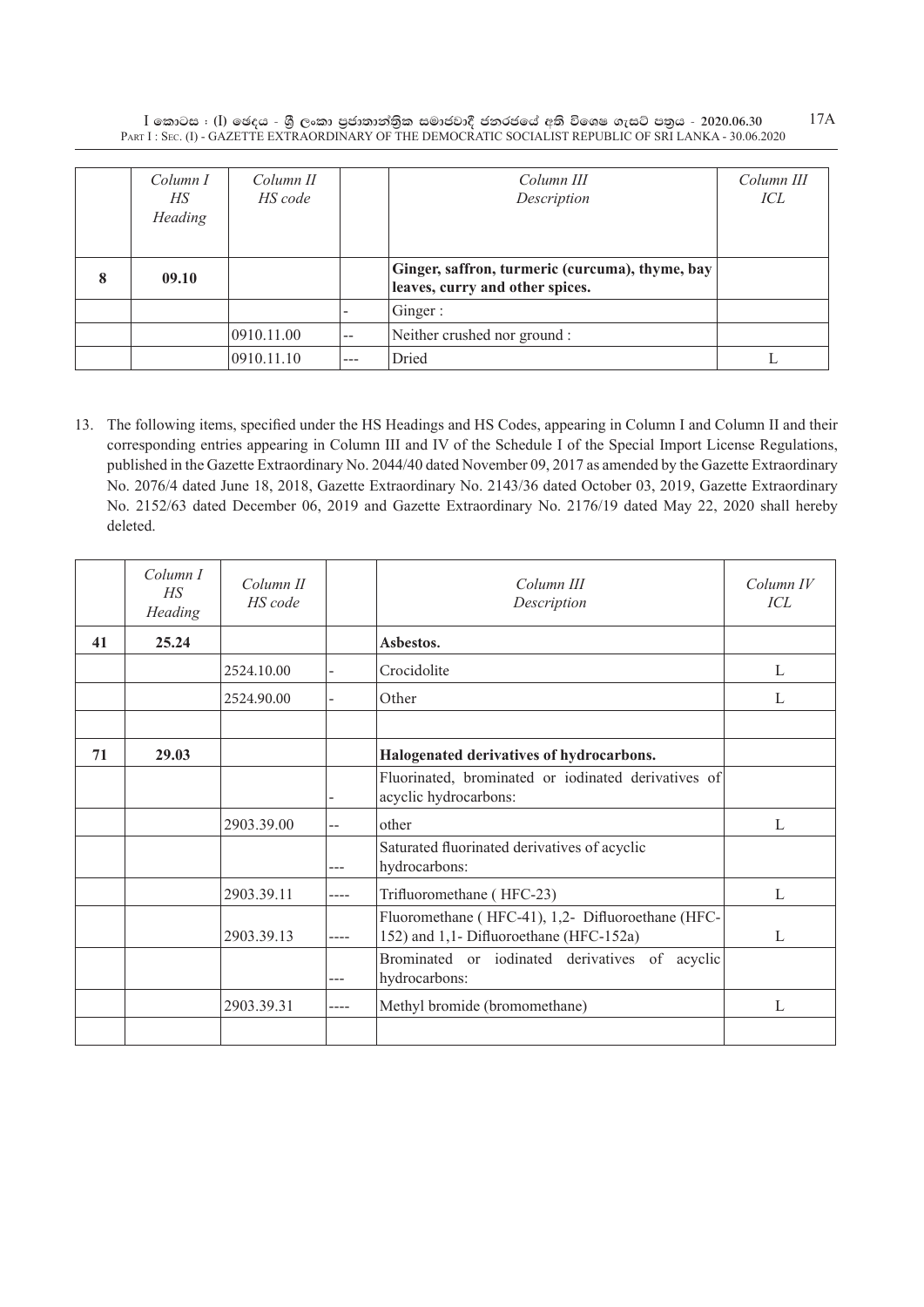| | Column I HS Heading | Column II HS code | | Column III Description | Column III ICL |
|---|---|---|---|---|---|
| 8 | 09.10 | | | **Ginger, saffron, turmeric (curcuma), thyme, bay leaves, curry and other spices.** | |
| | | | - | Ginger : | |
| | | 0910.11.00 | -- | Neither crushed nor ground : | |
| | | 0910.11.10 | --- | Dried | L |

13. The following items, specified under the HS Headings and HS Codes, appearing in Column I and Column II and their corresponding entries appearing in Column III and IV of the Schedule I of the Special Import License Regulations, published in the Gazette Extraordinary No. 2044/40 dated November 09, 2017 as amended by the Gazette Extraordinary No. 2076/4 dated June 18, 2018, Gazette Extraordinary No. 2143/36 dated October 03, 2019, Gazette Extraordinary No. 2152/63 dated December 06, 2019 and Gazette Extraordinary No. 2176/19 dated May 22, 2020 shall hereby deleted.

| | Column I HS Heading | Column II HS code | | Column III Description | Column IV ICL |
|---|---|---|---|---|---|
| 41 | 25.24 | | | **Asbestos.** | |
| | | 2524.10.00 | - | Crocidolite | L |
| | | 2524.90.00 | - | Other | L |
| | | | | | |
| 71 | 29.03 | | | **Halogenated derivatives of hydrocarbons.** | |
| | | | - | Fluorinated, brominated or iodinated derivatives of acyclic hydrocarbons: | |
| | | 2903.39.00 | -- | other | L |
| | | | --- | Saturated fluorinated derivatives of acyclic hydrocarbons: | |
| | | 2903.39.11 | ---- | Trifluoromethane ( HFC-23) | L |
| | | 2903.39.13 | ---- | Fluoromethane ( HFC-41), 1,2- Difluoroethane (HFC-152) and 1,1- Difluoroethane (HFC-152a) | L |
| | | | --- | Brominated or iodinated derivatives of acyclic hydrocarbons: | |
| | | 2903.39.31 | ---- | Methyl bromide (bromomethane) | L |
| | | | | | |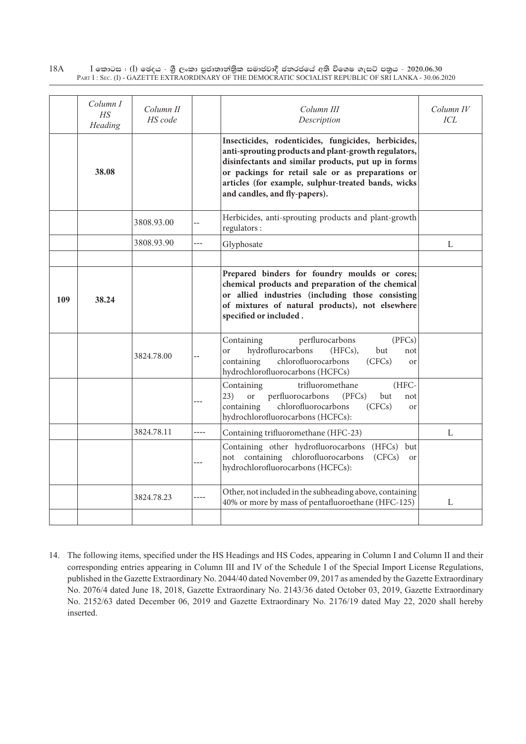|  | Column I<br>HS<br>Heading | Column II<br>HS code |  | Column III<br>Description | Column IV<br>ICL |
|---|---|---|---|---|---|
|  | **38.08** |  |  | **Insecticides, rodenticides, fungicides, herbicides, anti-sprouting products and plant-growth regulators, disinfectants and similar products, put up in forms or packings for retail sale or as preparations or articles (for example, sulphur-treated bands, wicks and candles, and fly-papers).** |  |
|  |  | 3808.93.00 | -- | Herbicides, anti-sprouting products and plant-growth regulators : |  |
|  |  | 3808.93.90 | --- | Glyphosate | L |
|  |  |  |  |  |  |
| **109** | **38.24** |  |  | **Prepared binders for foundry moulds or cores; chemical products and preparation of the chemical or allied industries (including those consisting of mixtures of natural products), not elsewhere specified or included .** |  |
|  |  | 3824.78.00 | -- | Containing perflurocarbons (PFCs) or hydroflurocarbons (HFCs), but not containing chlorofluorocarbons (CFCs) or hydrochlorofluorocarbons (HCFCs) |  |
|  |  |  | --- | Containing trifluoromethane (HFC-23) or perfluorocarbons (PFCs) but not containing chlorofluorocarbons (CFCs) or hydrochlorofluorocarbons (HCFCs): |  |
|  |  | 3824.78.11 | ---- | Containing trifluoromethane (HFC-23) | L |
|  |  |  | --- | Containing other hydrofluorocarbons (HFCs) but not containing chlorofluorocarbons (CFCs) or hydrochlorofluorocarbons (HCFCs): |  |
|  |  | 3824.78.23 | ---- | Other, not included in the subheading above, containing 40% or more by mass of pentafluoroethane (HFC-125) | L |
|  |  |  |  |  |  |

14. The following items, specified under the HS Headings and HS Codes, appearing in Column I and Column II and their corresponding entries appearing in Column III and IV of the Schedule I of the Special Import License Regulations, published in the Gazette Extraordinary No. 2044/40 dated November 09, 2017 as amended by the Gazette Extraordinary No. 2076/4 dated June 18, 2018, Gazette Extraordinary No. 2143/36 dated October 03, 2019, Gazette Extraordinary No. 2152/63 dated December 06, 2019 and Gazette Extraordinary No. 2176/19 dated May 22, 2020 shall hereby inserted.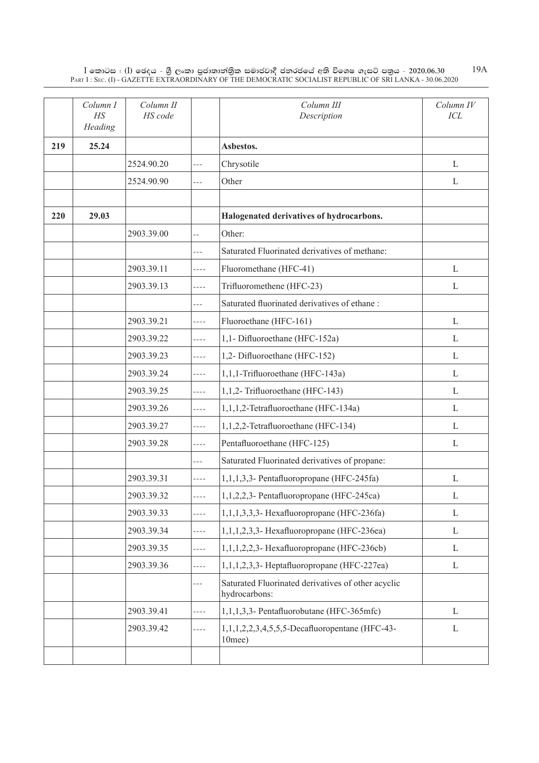| | Column I HS Heading | Column II HS code | | Column III Description | Column IV ICL |
|---|---|---|---|---|---|
| 219 | 25.24 | | | **Asbestos.** | |
| | | 2524.90.20 | --- | Chrysotile | L |
| | | 2524.90.90 | --- | Other | L |
| | | | | | |
| 220 | 29.03 | | | **Halogenated derivatives of hydrocarbons.** | |
| | | 2903.39.00 | -- | Other: | |
| | | | --- | Saturated Fluorinated derivatives of methane: | |
| | | 2903.39.11 | ---- | Fluoromethane (HFC-41) | L |
| | | 2903.39.13 | ---- | Trifluoromethene (HFC-23) | L |
| | | | --- | Saturated fluorinated derivatives of ethane : | |
| | | 2903.39.21 | ---- | Fluoroethane (HFC-161) | L |
| | | 2903.39.22 | ---- | 1,1- Difluoroethane (HFC-152a) | L |
| | | 2903.39.23 | ---- | 1,2- Difluoroethane (HFC-152) | L |
| | | 2903.39.24 | ---- | 1,1,1-Trifluoroethane (HFC-143a) | L |
| | | 2903.39.25 | ---- | 1,1,2- Trifluoroethane (HFC-143) | L |
| | | 2903.39.26 | ---- | 1,1,1,2-Tetrafluoroethane (HFC-134a) | L |
| | | 2903.39.27 | ---- | 1,1,2,2-Tetrafluoroethane (HFC-134) | L |
| | | 2903.39.28 | ---- | Pentafluoroethane (HFC-125) | L |
| | | | --- | Saturated Fluorinated derivatives of propane: | |
| | | 2903.39.31 | ---- | 1,1,1,3,3- Pentafluoropropane (HFC-245fa) | L |
| | | 2903.39.32 | ---- | 1,1,2,2,3- Pentafluoropropane (HFC-245ca) | L |
| | | 2903.39.33 | ---- | 1,1,1,3,3,3- Hexafluoropropane (HFC-236fa) | L |
| | | 2903.39.34 | ---- | 1,1,1,2,3,3- Hexafluoropropane (HFC-236ea) | L |
| | | 2903.39.35 | ---- | 1,1,1,2,2,3- Hexafluoropropane (HFC-236cb) | L |
| | | 2903.39.36 | ---- | 1,1,1,2,3,3- Heptafluoropropane (HFC-227ea) | L |
| | | | --- | Saturated Fluorinated derivatives of other acyclic hydrocarbons: | |
| | | 2903.39.41 | ---- | 1,1,1,3,3- Pentafluorobutane (HFC-365mfc) | L |
| | | 2903.39.42 | ---- | 1,1,1,2,2,3,4,5,5,5-Decafluoropentane (HFC-43-10mee) | L |
| | | | | | |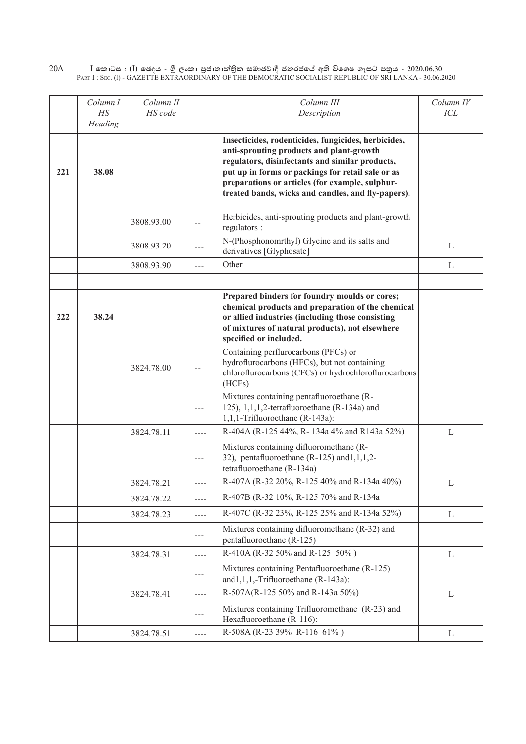| | Column I HS Heading | Column II HS code | | Column III Description | Column IV ICL |
|---|---|---|---|---|---|
| 221 | 38.08 | | | **Insecticides, rodenticides, fungicides, herbicides, anti-sprouting products and plant-growth regulators, disinfectants and similar products, put up in forms or packings for retail sale or as preparations or articles (for example, sulphur-treated bands, wicks and candles, and fly-papers).** | |
| | | 3808.93.00 | -- | Herbicides, anti-sprouting products and plant-growth regulators : | |
| | | 3808.93.20 | --- | N-(Phosphonomrthyl) Glycine and its salts and derivatives [Glyphosate] | L |
| | | 3808.93.90 | --- | Other | L |
| | | | | | |
| 222 | 38.24 | | | **Prepared binders for foundry moulds or cores; chemical products and preparation of the chemical or allied industries (including those consisting of mixtures of natural products), not elsewhere specified or included.** | |
| | | 3824.78.00 | -- | Containing perflurocarbons (PFCs) or hydroflurocarbons (HFCs), but not containing chloroflurocarbons (CFCs) or hydrochloroflurocarbons (HCFs) | |
| | | | --- | Mixtures containing pentafluoroethane (R-125), 1,1,1,2-tetrafluoroethane (R-134a) and 1,1,1-Trifluoroethane (R-143a): | |
| | | 3824.78.11 | ---- | R-404A (R-125 44%, R- 134a 4% and R143a 52%) | L |
| | | | --- | Mixtures containing difluoromethane (R-32), pentafluoroethane (R-125) and1,1,1,2-tetrafluoroethane (R-134a) | |
| | | 3824.78.21 | ---- | R-407A (R-32 20%, R-125 40% and R-134a 40%) | L |
| | | 3824.78.22 | ---- | R-407B (R-32 10%, R-125 70% and R-134a | |
| | | 3824.78.23 | ---- | R-407C (R-32 23%, R-125 25% and R-134a 52%) | L |
| | | | --- | Mixtures containing difluoromethane (R-32) and pentafluoroethane (R-125) | |
| | | 3824.78.31 | ---- | R-410A (R-32 50% and R-125 50% ) | L |
| | | | --- | Mixtures containing Pentafluoroethane (R-125) and1,1,1,-Trifluoroethane (R-143a): | |
| | | 3824.78.41 | ---- | R-507A(R-125 50% and R-143a 50%) | L |
| | | | --- | Mixtures containing Trifluoromethane (R-23) and Hexafluoroethane (R-116): | |
| | | 3824.78.51 | ---- | R-508A (R-23 39% R-116 61% ) | L |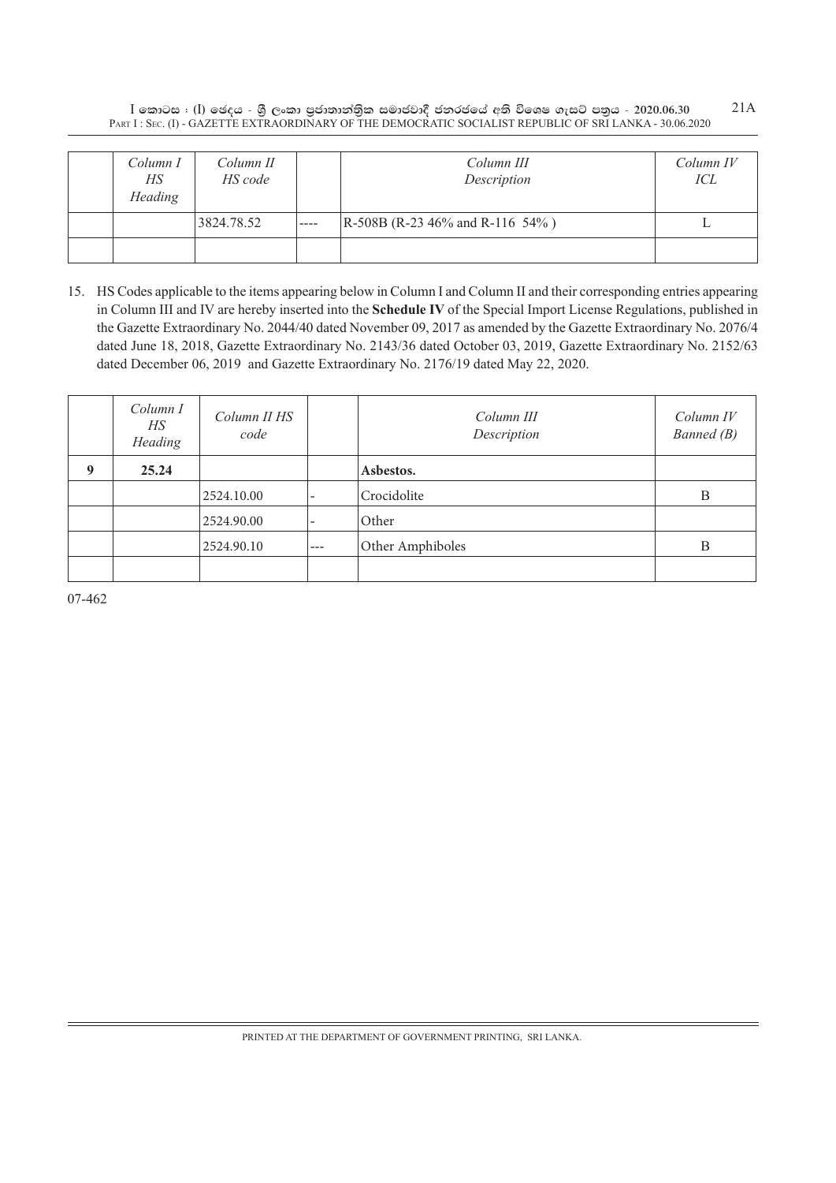| | Column I HS Heading | Column II HS code | | Column III Description | Column IV ICL |
|---|---|---|---|---|---|
| | | 3824.78.52 | ---- | R-508B (R-23 46% and R-116 54% ) | L |
| | | | | | |

15. HS Codes applicable to the items appearing below in Column I and Column II and their corresponding entries appearing in Column III and IV are hereby inserted into the **Schedule IV** of the Special Import License Regulations, published in the Gazette Extraordinary No. 2044/40 dated November 09, 2017 as amended by the Gazette Extraordinary No. 2076/4 dated June 18, 2018, Gazette Extraordinary No. 2143/36 dated October 03, 2019, Gazette Extraordinary No. 2152/63 dated December 06, 2019 and Gazette Extraordinary No. 2176/19 dated May 22, 2020.

| | Column I HS Heading | Column II HS code | | Column III Description | Column IV Banned (B) |
|---|---|---|---|---|---|
| **9** | **25.24** | | | **Asbestos.** | |
| | | 2524.10.00 | - | Crocidolite | B |
| | | 2524.90.00 | - | Other | |
| | | 2524.90.10 | --- | Other Amphiboles | B |
| | | | | | |

07-462

PRINTED AT THE DEPARTMENT OF GOVERNMENT PRINTING, SRI LANKA.